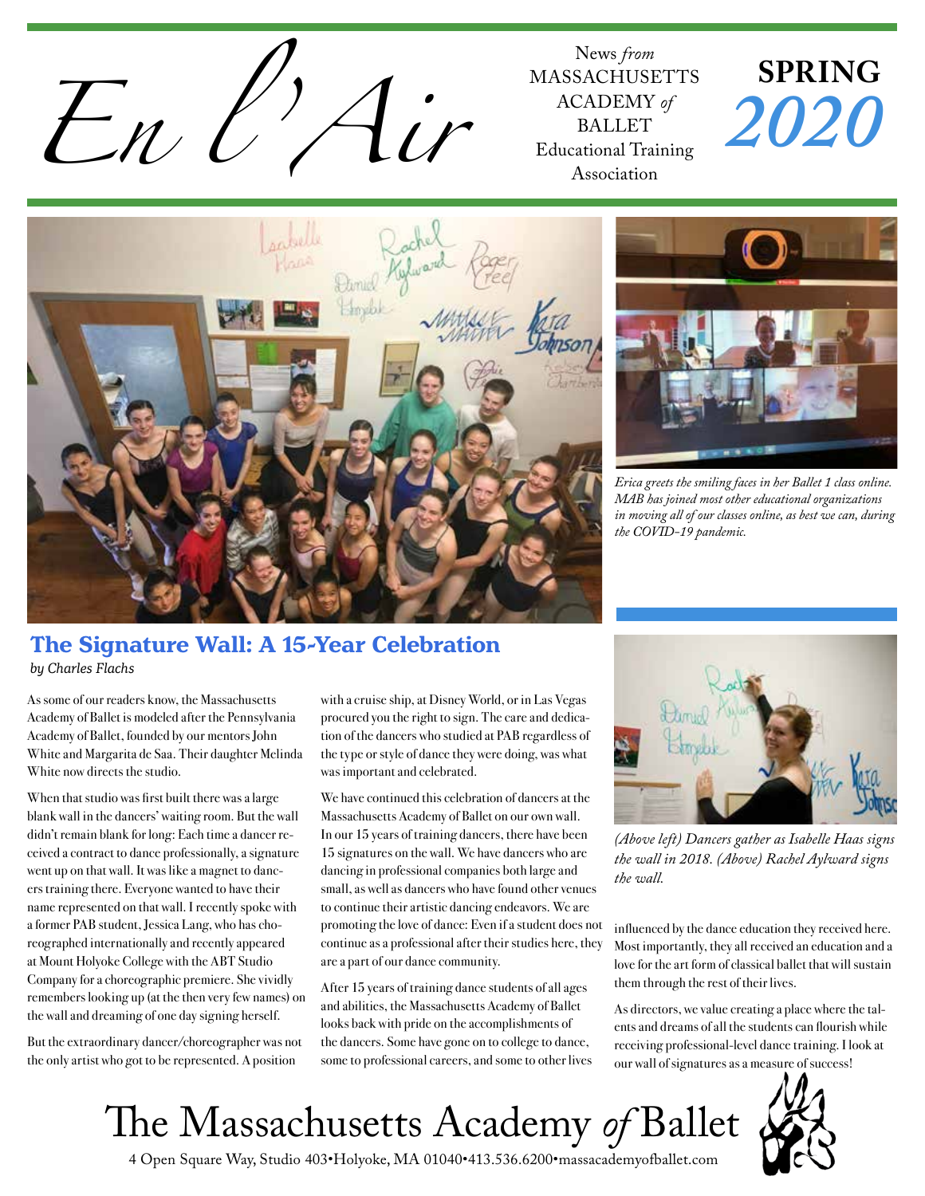# En l'Air

News *from* MASSACHUSETTS ACADEMY *of* BALLET Educational Training Association

**SPRING** *2020*

*Erica greets the smiling faces in her Ballet 1 class online. MAB has joined most other educational organizations in moving all of our classes online, as best we can, during the COVID-19 pandemic.*

## The Signature Wall: A 15-Year Celebration

*by Charles Flachs*

As some of our readers know, the Massachusetts Academy of Ballet is modeled after the Pennsylvania Academy of Ballet, founded by our mentors John White and Margarita de Saa. Their daughter Melinda White now directs the studio.

When that studio was first built there was a large blank wall in the dancers' waiting room. But the wall didn't remain blank for long: Each time a dancer received a contract to dance professionally, a signature went up on that wall. It was like a magnet to dancers training there. Everyone wanted to have their name represented on that wall. I recently spoke with a former PAB student, Jessica Lang, who has choreographed internationally and recently appeared at Mount Holyoke College with the ABT Studio Company for a choreographic premiere. She vividly remembers looking up (at the then very few names) on the wall and dreaming of one day signing herself.

But the extraordinary dancer/choreographer was not the only artist who got to be represented. A position with a cruise ship, at Disney World, or in Las Vegas procured you the right to sign. The care and dedication of the dancers who studied at PAB regardless of the type or style of dance they were doing, was what was important and celebrated.

We have continued this celebration of dancers at the Massachusetts Academy of Ballet on our own wall. In our 15 years of training dancers, there have been 15 signatures on the wall. We have dancers who are dancing in professional companies both large and small, as well as dancers who have found other venues to continue their artistic dancing endeavors. We are promoting the love of dance: Even if a student does not continue as a professional after their studies here, they are a part of our dance community.

After 15 years of training dance students of all ages and abilities, the Massachusetts Academy of Ballet looks back with pride on the accomplishments of the dancers. Some have gone on to college to dance, some to professional careers, and some to other lives influenced by the dance education they received here. Most importantly, they all received an education and a love for the art form of classical ballet that will sustain them through the rest of their lives.

As directors, we value creating a place where the talents and dreams of all the students can flourish while receiving professional-level dance training. I look at our wall of signatures as a measure of success!

*(Above left) Dancers gather as Isabelle Haas signs the wall in 2018. (Above) Rachel Aylward signs the wall.*

The Massachusetts Academy *of* Ballet

4 Open Square Way, Studio 403•Holyoke, MA 01040•413.536.6200•massacademyofballet.com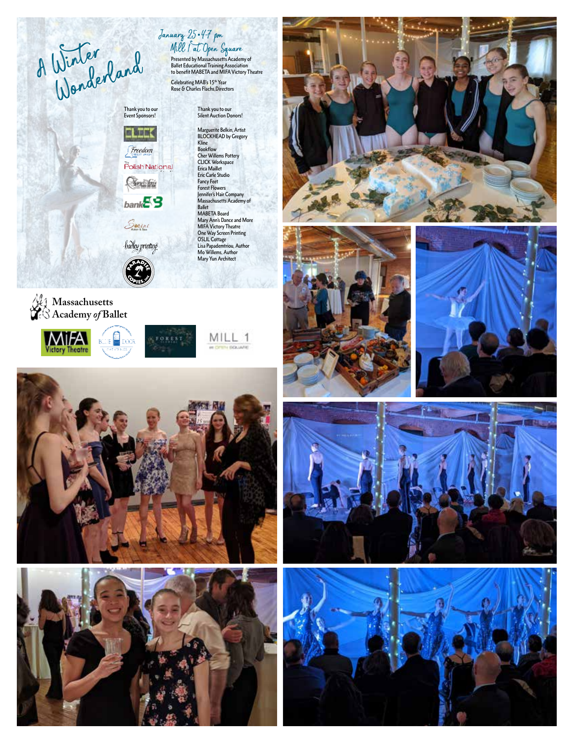# A Winter Wonderland

*January 25 • 4-7 pm*
*Mill 1 at Open Square*

Presented by Massachusetts Academy of Ballet Educational Training Association to benefit MABETA and MIFA Victory Theatre

Celebrating MAB's 15th Year
Rose & Charles Flachs, Directors

Thank you to our Event Sponsors!

- CLICK
- Freedom Credit Union
- The Polish National
- bankESB
- Sereni Salon & Spa
- hadley printing
- Paradise Copies, Inc.

Thank you to our Silent Auction Donors!

- Marguerite Belkin, Artist
- BLOCKHEAD by Gregory Kline
- Bookflow
- Cher Willems Pottery
- CLICK Workspace
- Erica Maillet
- Eric Carle Studio
- Fancy Feet
- Forest Flowers
- Jennifer's Hair Company
- Massachusetts Academy of Ballet
- MABETA Board
- Mary Ann's Dance and More
- MIFA Victory Theatre
- One Way Screen Printing
- OSLIL Cottage
- Lisa Papademtriou, Author
- Mo Willems, Author
- Mary Yun Architect

Massachusetts Academy *of* Ballet

MIFA Victory Theatre | Blue Door Catering | Forest Flowers | MILL 1 at Open Square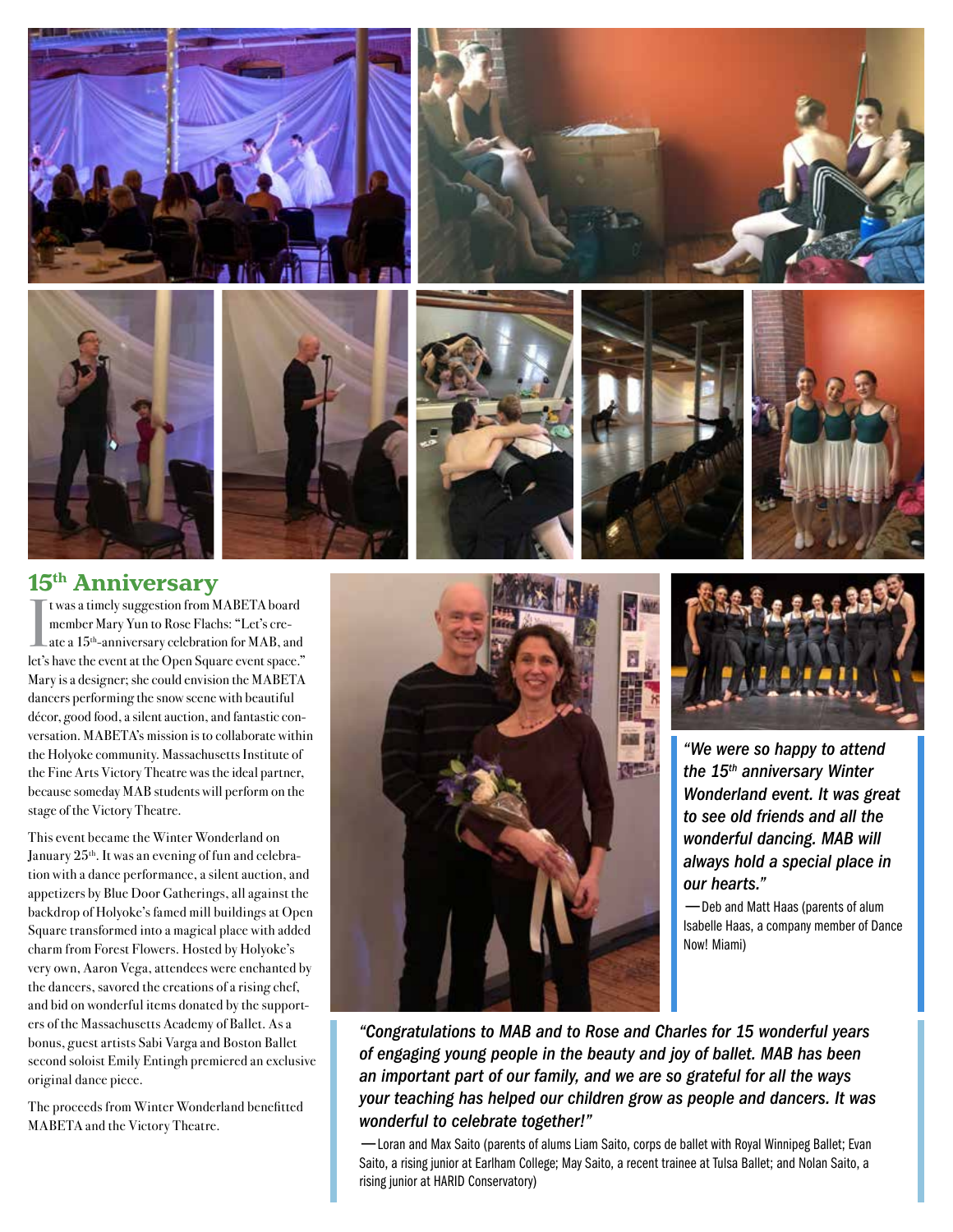## 15th Anniversary

It was a timely suggestion from MABETA board member Mary Yun to Rose Flachs: "Let's create a 15th-anniversary celebration for MAB, and let's have the event at the Open Square event space." Mary is a designer; she could envision the MABETA dancers performing the snow scene with beautiful décor, good food, a silent auction, and fantastic conversation. MABETA's mission is to collaborate within the Holyoke community. Massachusetts Institute of the Fine Arts Victory Theatre was the ideal partner, because someday MAB students will perform on the stage of the Victory Theatre.

This event became the Winter Wonderland on January 25th. It was an evening of fun and celebration with a dance performance, a silent auction, and appetizers by Blue Door Gatherings, all against the backdrop of Holyoke's famed mill buildings at Open Square transformed into a magical place with added charm from Forest Flowers. Hosted by Holyoke's very own, Aaron Vega, attendees were enchanted by the dancers, savored the creations of a rising chef, and bid on wonderful items donated by the supporters of the Massachusetts Academy of Ballet. As a bonus, guest artists Sabi Varga and Boston Ballet second soloist Emily Entingh premiered an exclusive original dance piece.

The proceeds from Winter Wonderland benefitted MABETA and the Victory Theatre.

*"We were so happy to attend the 15th anniversary Winter Wonderland event. It was great to see old friends and all the wonderful dancing. MAB will always hold a special place in our hearts."*

—Deb and Matt Haas (parents of alum Isabelle Haas, a company member of Dance Now! Miami)

*"Congratulations to MAB and to Rose and Charles for 15 wonderful years of engaging young people in the beauty and joy of ballet. MAB has been an important part of our family, and we are so grateful for all the ways your teaching has helped our children grow as people and dancers. It was wonderful to celebrate together!"*

—Loran and Max Saito (parents of alums Liam Saito, corps de ballet with Royal Winnipeg Ballet; Evan Saito, a rising junior at Earlham College; May Saito, a recent trainee at Tulsa Ballet; and Nolan Saito, a rising junior at HARID Conservatory)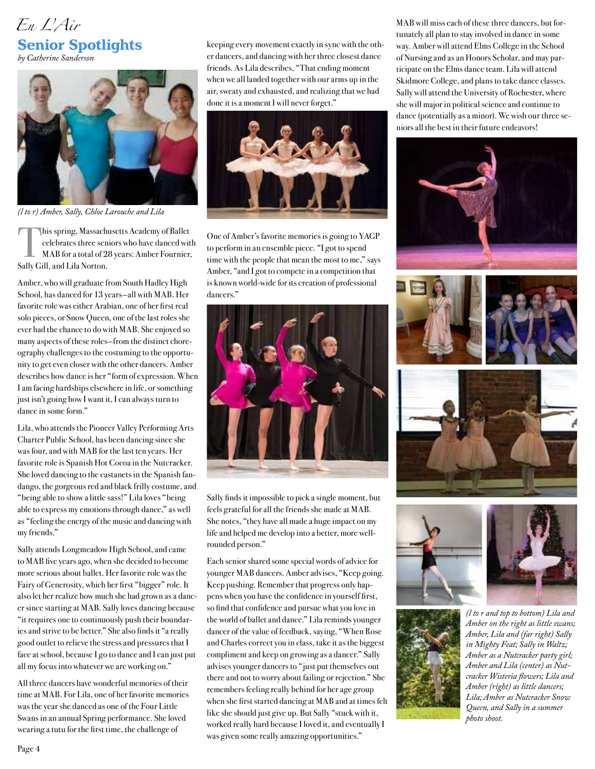*En L'Air*

## Senior Spotlights

*by Catherine Sanderson*

*(l to r) Amber, Sally, Chloe Larouche and Lila*

This spring, Massachusetts Academy of Ballet celebrates three seniors who have danced with MAB for a total of 28 years: Amber Fournier, Sally Gill, and Lila Norton.

Amber, who will graduate from South Hadley High School, has danced for 13 years—all with MAB. Her favorite role was either Arabian, one of her first real solo pieces, or Snow Queen, one of the last roles she ever had the chance to do with MAB. She enjoyed so many aspects of these roles—from the distinct choreography challenges to the costuming to the opportunity to get even closer with the other dancers. Amber describes how dance is her "form of expression. When I am facing hardships elsewhere in life, or something just isn't going how I want it, I can always turn to dance in some form."

Lila, who attends the Pioneer Valley Performing Arts Charter Public School, has been dancing since she was four, and with MAB for the last ten years. Her favorite role is Spanish Hot Cocoa in the Nutcracker. She loved dancing to the castanets in the Spanish fandango, the gorgeous red and black frilly costume, and "being able to show a little sass!" Lila loves "being able to express my emotions through dance," as well as "feeling the energy of the music and dancing with my friends."

Sally attends Longmeadow High School, and came to MAB five years ago, when she decided to become more serious about ballet. Her favorite role was the Fairy of Generosity, which her first "bigger" role. It also let her realize how much she had grown as a dancer since starting at MAB. Sally loves dancing because "it requires one to continuously push their boundaries and strive to be better." She also finds it "a really good outlet to relieve the stress and pressures that I face at school, because I go to dance and I can just put all my focus into whatever we are working on."

All three dancers have wonderful memories of their time at MAB. For Lila, one of her favorite memories was the year she danced as one of the Four Little Swans in an annual Spring performance. She loved wearing a tutu for the first time, the challenge of keeping every movement exactly in sync with the other dancers, and dancing with her three closest dance friends. As Lila describes, "That ending moment when we all landed together with our arms up in the air, sweaty and exhausted, and realizing that we had done it is a moment I will never forget."

One of Amber's favorite memories is going to YAGP to perform in an ensemble piece. "I got to spend time with the people that mean the most to me," says Amber, "and I got to compete in a competition that is known world-wide for its creation of professional dancers."

Sally finds it impossible to pick a single moment, but feels grateful for all the friends she made at MAB. She notes, "they have all made a huge impact on my life and helped me develop into a better, more well-rounded person."

Each senior shared some special words of advice for younger MAB dancers. Amber advises, "Keep going. Keep pushing. Remember that progress only happens when you have the confidence in yourself first, so find that confidence and pursue what you love in the world of ballet and dance." Lila reminds younger dancer of the value of feedback, saying, "When Rose and Charles correct you in class, take it as the biggest compliment and keep on growing as a dancer." Sally advises younger dancers to "just put themselves out there and not to worry about failing or rejection." She remembers feeling really behind for her age group when she first started dancing at MAB and at times felt like she should just give up. But Sally "stuck with it, worked really hard because I loved it, and eventually I was given some really amazing opportunities."

MAB will miss each of these three dancers, but fortunately all plan to stay involved in dance in some way. Amber will attend Elms College in the School of Nursing and as an Honors Scholar, and may participate on the Elms dance team. Lila will attend Skidmore College, and plans to take dance classes. Sally will attend the University of Rochester, where she will major in political science and continue to dance (potentially as a minor). We wish our three seniors all the best in their future endeavors!

*(l to r and top to bottom) Lila and Amber on the right as little swans; Amber, Lila and (far right) Sally in Mighty Feat; Sally in Waltz; Amber as a Nutcracker party girl; Amber and Lila (center) as Nutcracker Wisteria flowers; Lila and Amber (right) as little dancers; Lila; Amber as Nutcracker Snow Queen, and Sally in a summer photo shoot.*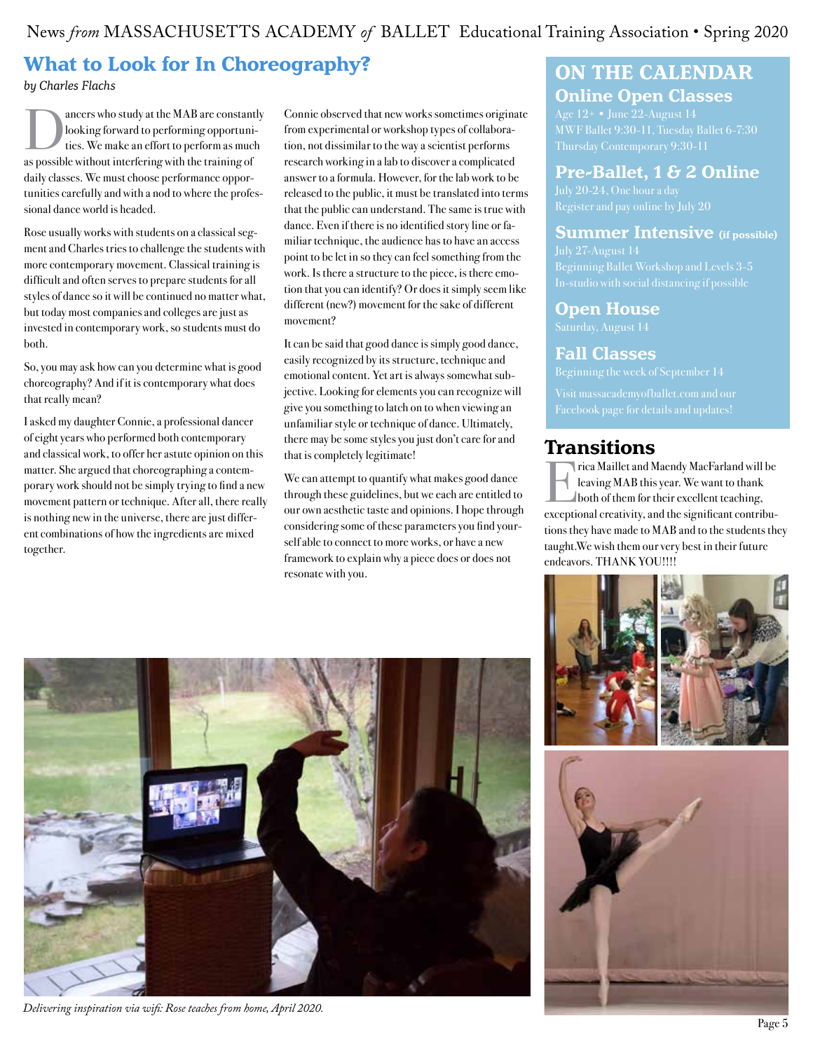## What to Look for In Choreography?

*by Charles Flachs*

Dancers who study at the MAB are constantly looking forward to performing opportunities. We make an effort to perform as much as possible without interfering with the training of daily classes. We must choose performance opportunities carefully and with a nod to where the professional dance world is headed.

Rose usually works with students on a classical segment and Charles tries to challenge the students with more contemporary movement. Classical training is difficult and often serves to prepare students for all styles of dance so it will be continued no matter what, but today most companies and colleges are just as invested in contemporary work, so students must do both.

So, you may ask how can you determine what is good choreography? And if it is contemporary what does that really mean?

I asked my daughter Connie, a professional dancer of eight years who performed both contemporary and classical work, to offer her astute opinion on this matter. She argued that choreographing a contemporary work should not be simply trying to find a new movement pattern or technique. After all, there really is nothing new in the universe, there are just different combinations of how the ingredients are mixed together.

Connie observed that new works sometimes originate from experimental or workshop types of collaboration, not dissimilar to the way a scientist performs research working in a lab to discover a complicated answer to a formula. However, for the lab work to be released to the public, it must be translated into terms that the public can understand. The same is true with dance. Even if there is no identified story line or familiar technique, the audience has to have an access point to be let in so they can feel something from the work. Is there a structure to the piece, is there emotion that you can identify? Or does it simply seem like different (new?) movement for the sake of different movement?

It can be said that good dance is simply good dance, easily recognized by its structure, technique and emotional content. Yet art is always somewhat subjective. Looking for elements you can recognize will give you something to latch on to when viewing an unfamiliar style or technique of dance. Ultimately, there may be some styles you just don't care for and that is completely legitimate!

We can attempt to quantify what makes good dance through these guidelines, but we each are entitled to our own aesthetic taste and opinions. I hope through considering some of these parameters you find yourself able to connect to more works, or have a new framework to explain why a piece does or does not resonate with you.

*Delivering inspiration via wifi: Rose teaches from home, April 2020.*

## ON THE CALENDAR

### Online Open Classes

Age 12+ • June 22-August 14
MWF Ballet 9:30-11, Tuesday Ballet 6-7:30
Thursday Contemporary 9:30-11

### Pre-Ballet, 1 & 2 Online

July 20-24, One hour a day
Register and pay online by July 20

### Summer Intensive (if possible)

July 27-August 14
Beginning Ballet Workshop and Levels 3-5
In-studio with social distancing if possible

### Open House

Saturday, August 14

### Fall Classes

Beginning the week of September 14

Visit massacademyofballet.com and our Facebook page for details and updates!

## Transitions

Erica Maillet and Maendy MacFarland will be leaving MAB this year. We want to thank both of them for their excellent teaching, exceptional creativity, and the significant contributions they have made to MAB and to the students they taught.We wish them our very best in their future endeavors. THANK YOU!!!!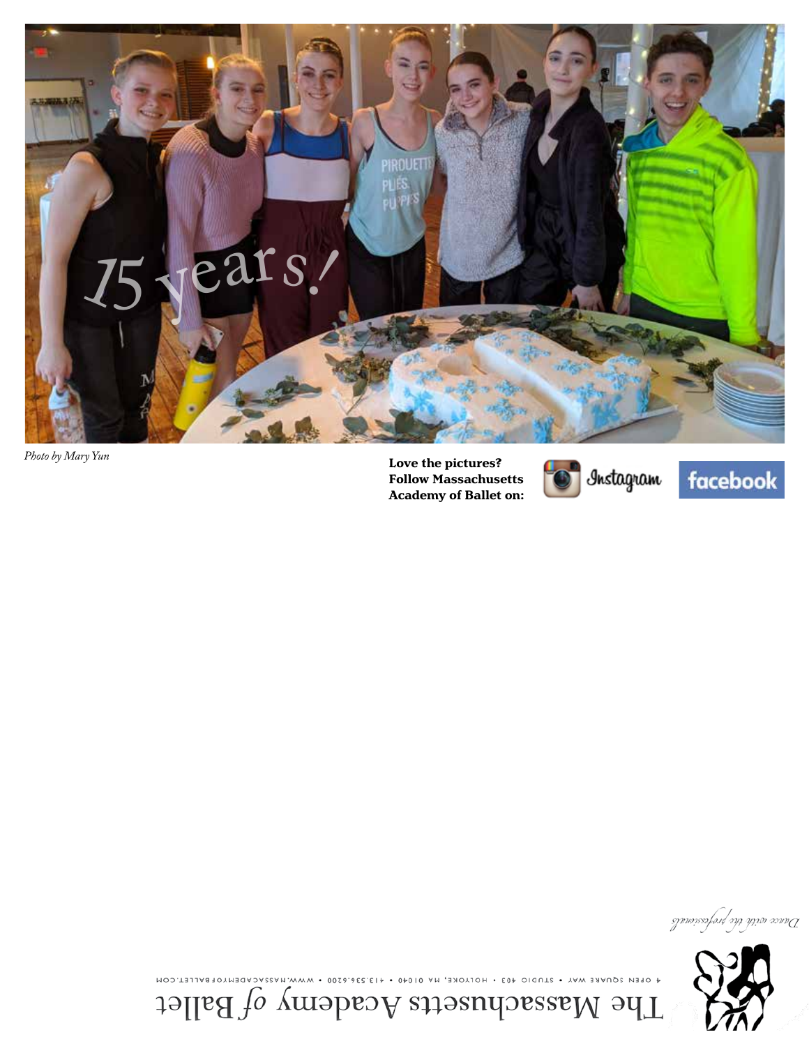15 years!

*Photo by Mary Yun*

**Love the pictures? Follow Massachusetts Academy of Ballet on:**

Instagram facebook

Dance with the professionals

The Massachusetts Academy of Ballet

4 OPEN SQUARE WAY • STUDIO 403 • HOLYOKE, MA 01040 • 413.536.6200 • WWW.MASSACADEMYOFBALLET.COM